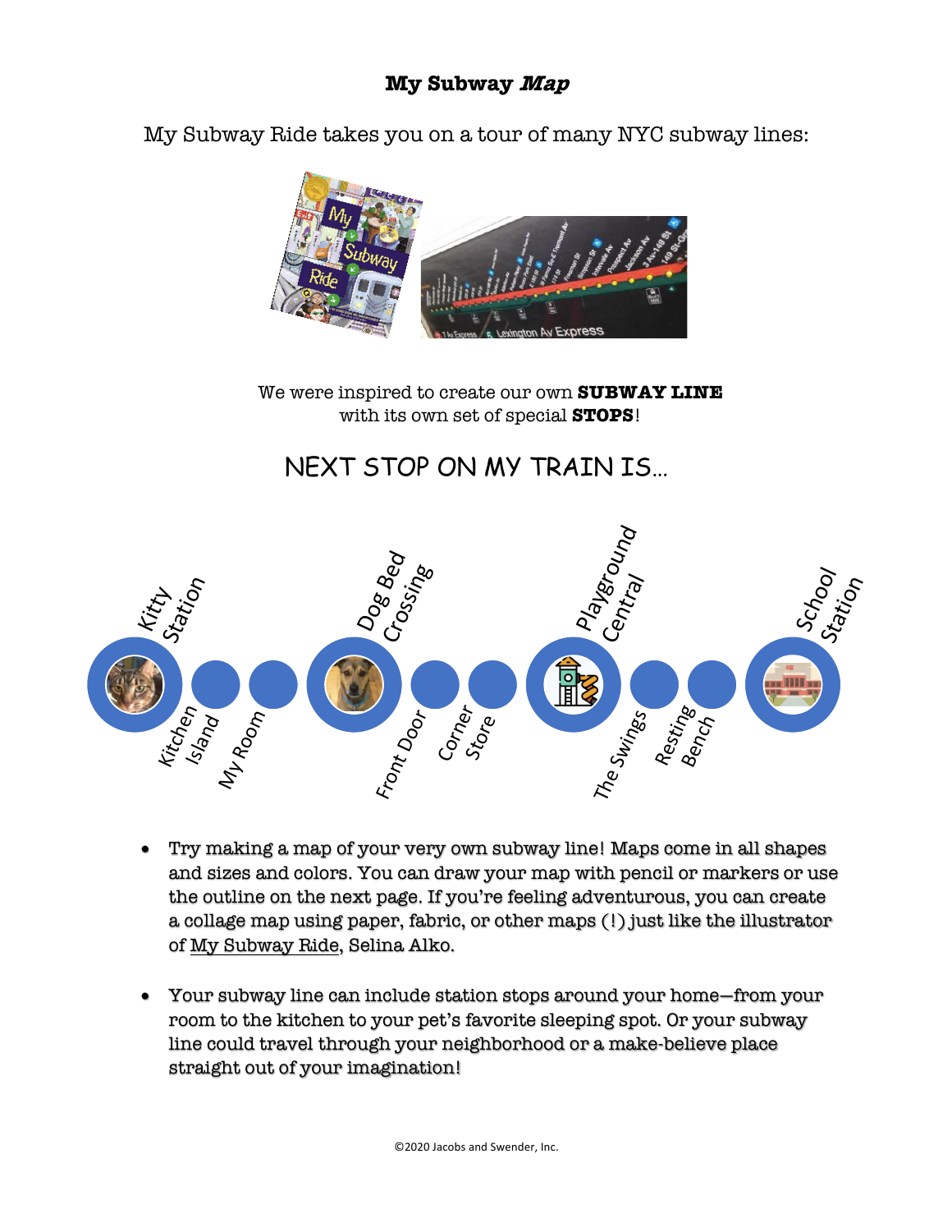# My Subway *Map*

My Subway Ride takes you on a tour of many NYC subway lines:

We were inspired to create our own **SUBWAY LINE** with its own set of special **STOPS**!

## NEXT STOP ON MY TRAIN IS…

Kitty Station

Kitchen Island

My Room

Dog Bed Crossing

Front Door

Corner Store

Playground Central

The Swings

Resting Bench

School Station

- Try making a map of your very own subway line! Maps come in all shapes and sizes and colors. You can draw your map with pencil or markers or use the outline on the next page. If you're feeling adventurous, you can create a collage map using paper, fabric, or other maps (!) just like the illustrator of My Subway Ride, Selina Alko.

- Your subway line can include station stops around your home—from your room to the kitchen to your pet's favorite sleeping spot. Or your subway line could travel through your neighborhood or a make-believe place straight out of your imagination!

©2020 Jacobs and Swender, Inc.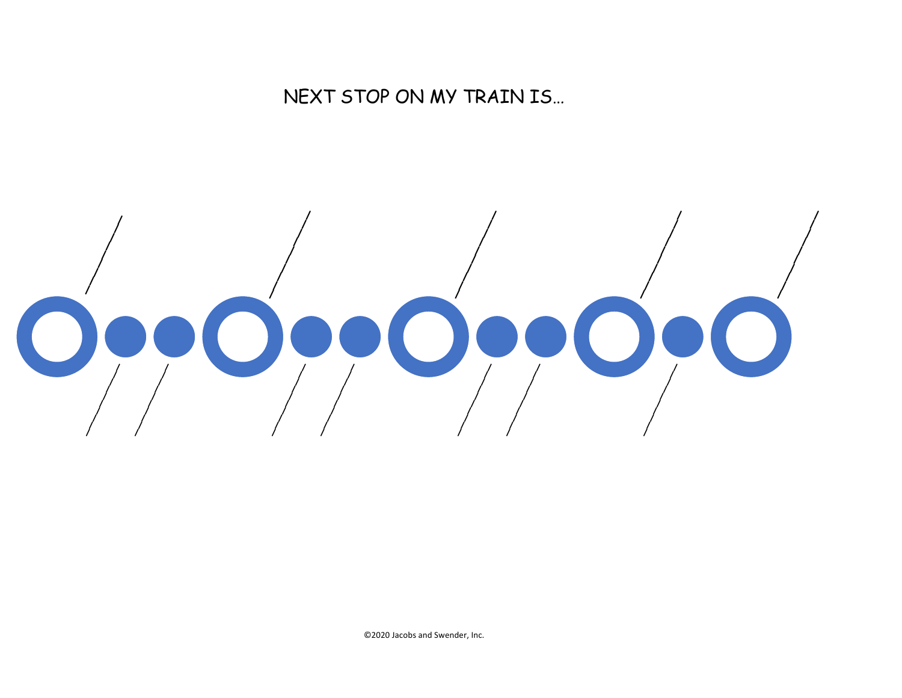NEXT STOP ON MY TRAIN IS…

©2020 Jacobs and Swender, Inc.